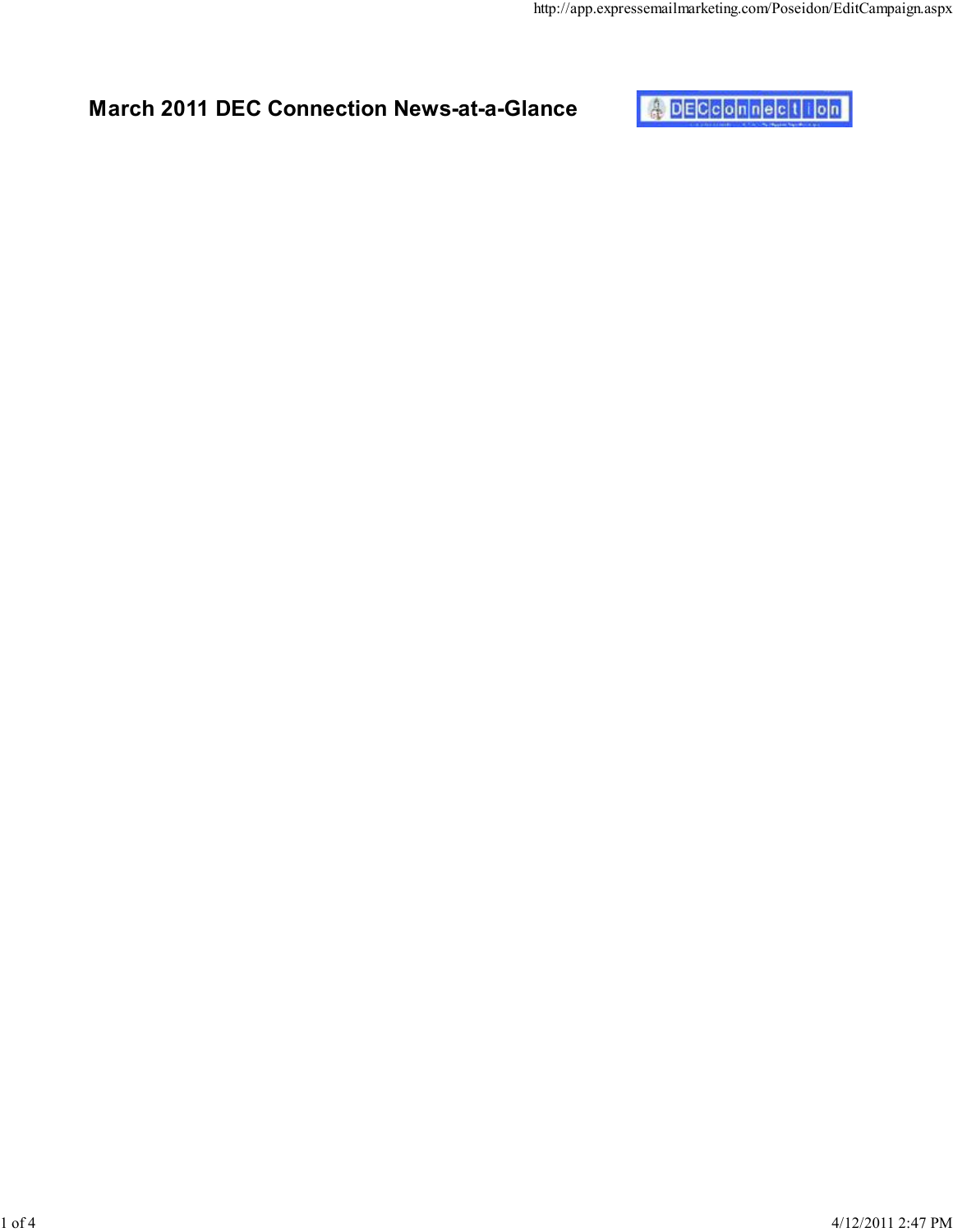# March 2011 DEC Connection News-at-a-Glance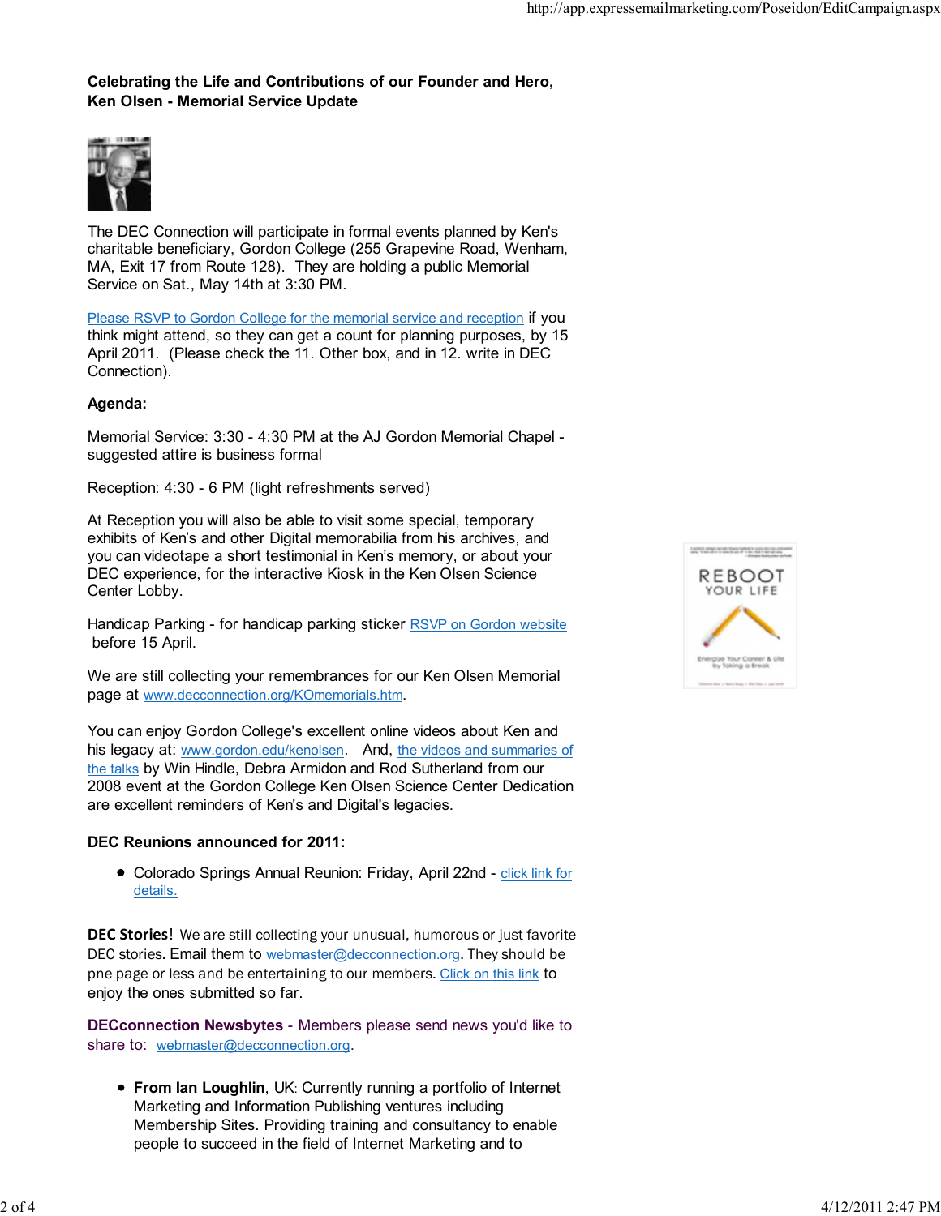**Celebrating the Life and Contributions of our Founder and Hero, Ken Olsen - Memorial Service Update**

The DEC Connection will participate in formal events planned by Ken's charitable beneficiary, Gordon College (255 Grapevine Road, Wenham, MA, Exit 17 from Route 128). They are holding a public Memorial Service on Sat., May 14th at 3:30 PM.

Please RSVP to Gordon College for the memorial service and reception if you think might attend, so they can get a count for planning purposes, by 15 April 2011. (Please check the 11. Other box, and in 12. write in DEC Connection).

**Agenda:**

Memorial Service: 3:30 - 4:30 PM at the AJ Gordon Memorial Chapel - suggested attire is business formal

Reception: 4:30 - 6 PM (light refreshments served)

At Reception you will also be able to visit some special, temporary exhibits of Ken's and other Digital memorabilia from his archives, and you can videotape a short testimonial in Ken's memory, or about your DEC experience, for the interactive Kiosk in the Ken Olsen Science Center Lobby.

Handicap Parking - for handicap parking sticker RSVP on Gordon website before 15 April.

We are still collecting your remembrances for our Ken Olsen Memorial page at www.decconnection.org/KOmemorials.htm.

You can enjoy Gordon College's excellent online videos about Ken and his legacy at: www.gordon.edu/kenolsen. And, the videos and summaries of the talks by Win Hindle, Debra Armidon and Rod Sutherland from our 2008 event at the Gordon College Ken Olsen Science Center Dedication are excellent reminders of Ken's and Digital's legacies.

**DEC Reunions announced for 2011:**

- Colorado Springs Annual Reunion: Friday, April 22nd - click link for details.

**DEC Stories**! We are still collecting your unusual, humorous or just favorite DEC stories. Email them to webmaster@decconnection.org. They should be pne page or less and be entertaining to our members. Click on this link to enjoy the ones submitted so far.

**DECconnection Newsbytes** - Members please send news you'd like to share to: webmaster@decconnection.org.

- **From Ian Loughlin**, UK: Currently running a portfolio of Internet Marketing and Information Publishing ventures including Membership Sites. Providing training and consultancy to enable people to succeed in the field of Internet Marketing and to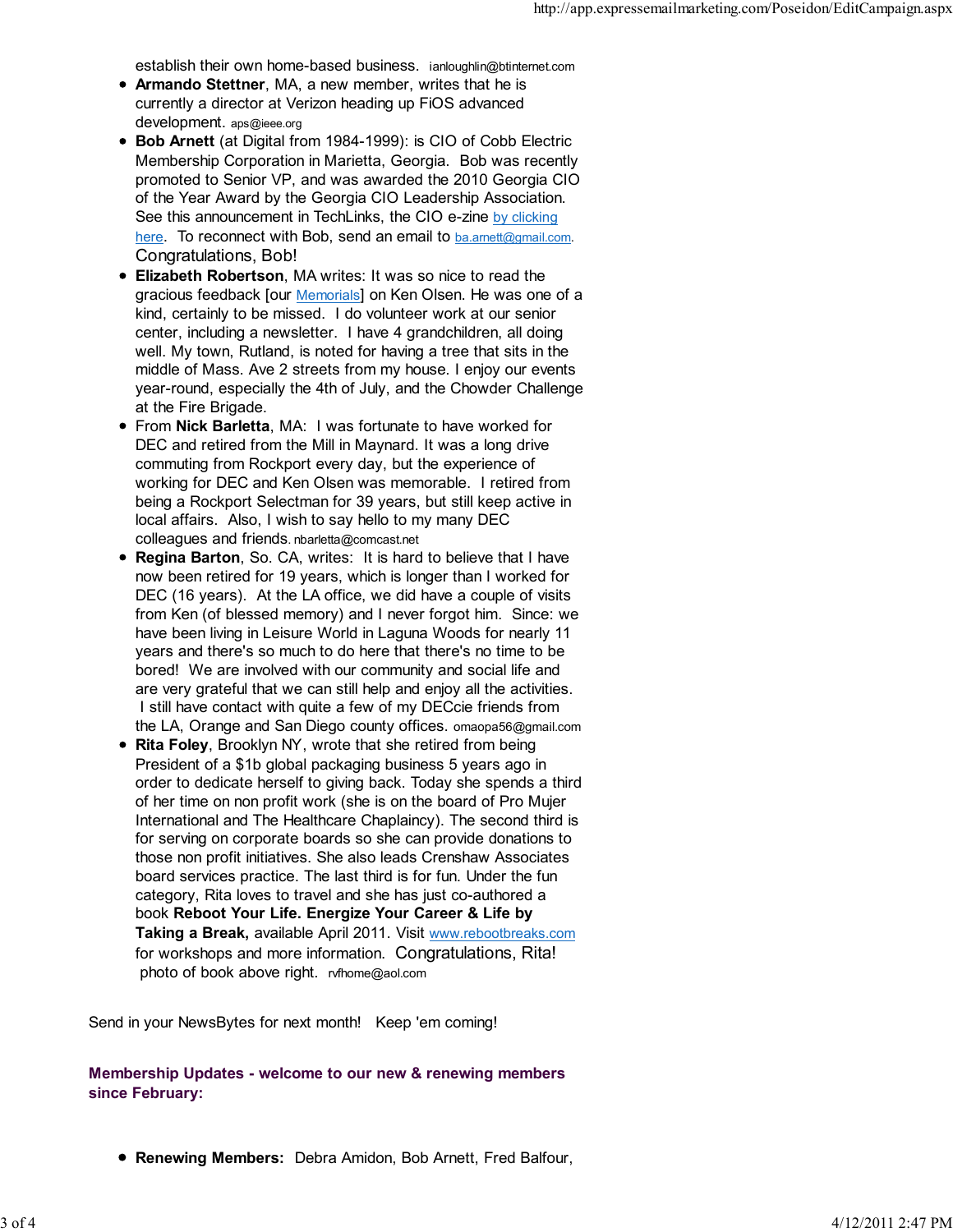establish their own home-based business. ianloughlin@btinternet.com

- **Armando Stettner**, MA, a new member, writes that he is currently a director at Verizon heading up FiOS advanced development. aps@ieee.org
- **Bob Arnett** (at Digital from 1984-1999): is CIO of Cobb Electric Membership Corporation in Marietta, Georgia. Bob was recently promoted to Senior VP, and was awarded the 2010 Georgia CIO of the Year Award by the Georgia CIO Leadership Association. See this announcement in TechLinks, the CIO e-zine by clicking here. To reconnect with Bob, send an email to ba.arnett@gmail.com. Congratulations, Bob!
- **Elizabeth Robertson**, MA writes: It was so nice to read the gracious feedback [our Memorials] on Ken Olsen. He was one of a kind, certainly to be missed. I do volunteer work at our senior center, including a newsletter. I have 4 grandchildren, all doing well. My town, Rutland, is noted for having a tree that sits in the middle of Mass. Ave 2 streets from my house. I enjoy our events year-round, especially the 4th of July, and the Chowder Challenge at the Fire Brigade.
- From **Nick Barletta**, MA: I was fortunate to have worked for DEC and retired from the Mill in Maynard. It was a long drive commuting from Rockport every day, but the experience of working for DEC and Ken Olsen was memorable. I retired from being a Rockport Selectman for 39 years, but still keep active in local affairs. Also, I wish to say hello to my many DEC colleagues and friends. nbarletta@comcast.net
- **Regina Barton**, So. CA, writes: It is hard to believe that I have now been retired for 19 years, which is longer than I worked for DEC (16 years). At the LA office, we did have a couple of visits from Ken (of blessed memory) and I never forgot him. Since: we have been living in Leisure World in Laguna Woods for nearly 11 years and there's so much to do here that there's no time to be bored! We are involved with our community and social life and are very grateful that we can still help and enjoy all the activities. I still have contact with quite a few of my DECcie friends from the LA, Orange and San Diego county offices. omaopa56@gmail.com
- **Rita Foley**, Brooklyn NY, wrote that she retired from being President of a $1b global packaging business 5 years ago in order to dedicate herself to giving back. Today she spends a third of her time on non profit work (she is on the board of Pro Mujer International and The Healthcare Chaplaincy). The second third is for serving on corporate boards so she can provide donations to those non profit initiatives. She also leads Crenshaw Associates board services practice. The last third is for fun. Under the fun category, Rita loves to travel and she has just co-authored a book **Reboot Your Life. Energize Your Career & Life by Taking a Break,** available April 2011. Visit www.rebootbreaks.com for workshops and more information. Congratulations, Rita! photo of book above right. rvfhome@aol.com

Send in your NewsBytes for next month! Keep 'em coming!

**Membership Updates - welcome to our new & renewing members since February:**

- **Renewing Members:** Debra Amidon, Bob Arnett, Fred Balfour,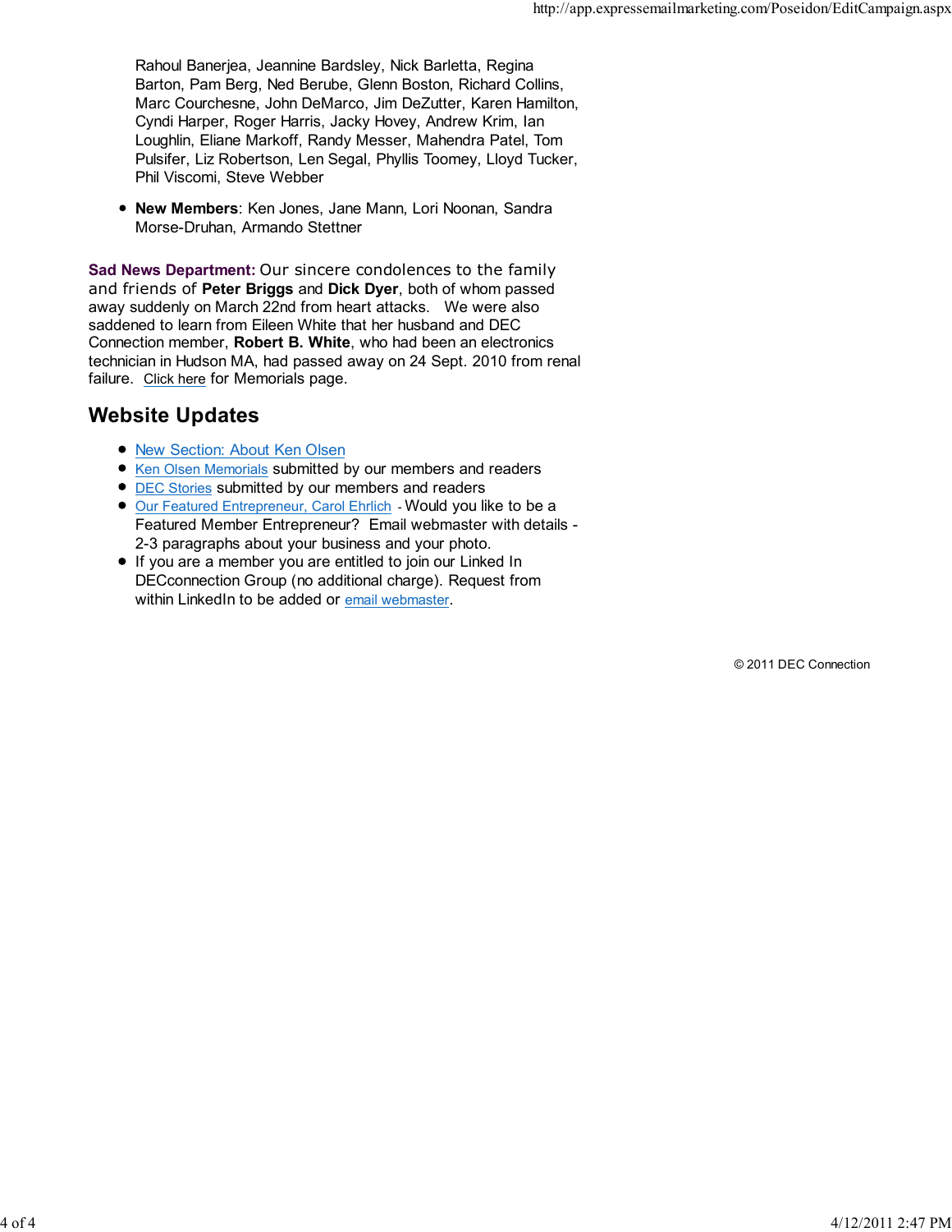Rahoul Banerjea, Jeannine Bardsley, Nick Barletta, Regina Barton, Pam Berg, Ned Berube, Glenn Boston, Richard Collins, Marc Courchesne, John DeMarco, Jim DeZutter, Karen Hamilton, Cyndi Harper, Roger Harris, Jacky Hovey, Andrew Krim, Ian Loughlin, Eliane Markoff, Randy Messer, Mahendra Patel, Tom Pulsifer, Liz Robertson, Len Segal, Phyllis Toomey, Lloyd Tucker, Phil Viscomi, Steve Webber

- **New Members**: Ken Jones, Jane Mann, Lori Noonan, Sandra Morse-Druhan, Armando Stettner

**Sad News Department:** Our sincere condolences to the family and friends of **Peter Briggs** and **Dick Dyer**, both of whom passed away suddenly on March 22nd from heart attacks. We were also saddened to learn from Eileen White that her husband and DEC Connection member, **Robert B. White**, who had been an electronics technician in Hudson MA, had passed away on 24 Sept. 2010 from renal failure. Click here for Memorials page.

## Website Updates

- New Section: About Ken Olsen
- Ken Olsen Memorials submitted by our members and readers
- DEC Stories submitted by our members and readers
- Our Featured Entrepreneur, Carol Ehrlich - Would you like to be a Featured Member Entrepreneur? Email webmaster with details - 2-3 paragraphs about your business and your photo.
- If you are a member you are entitled to join our Linked In DECconnection Group (no additional charge). Request from within LinkedIn to be added or email webmaster.

© 2011 DEC Connection